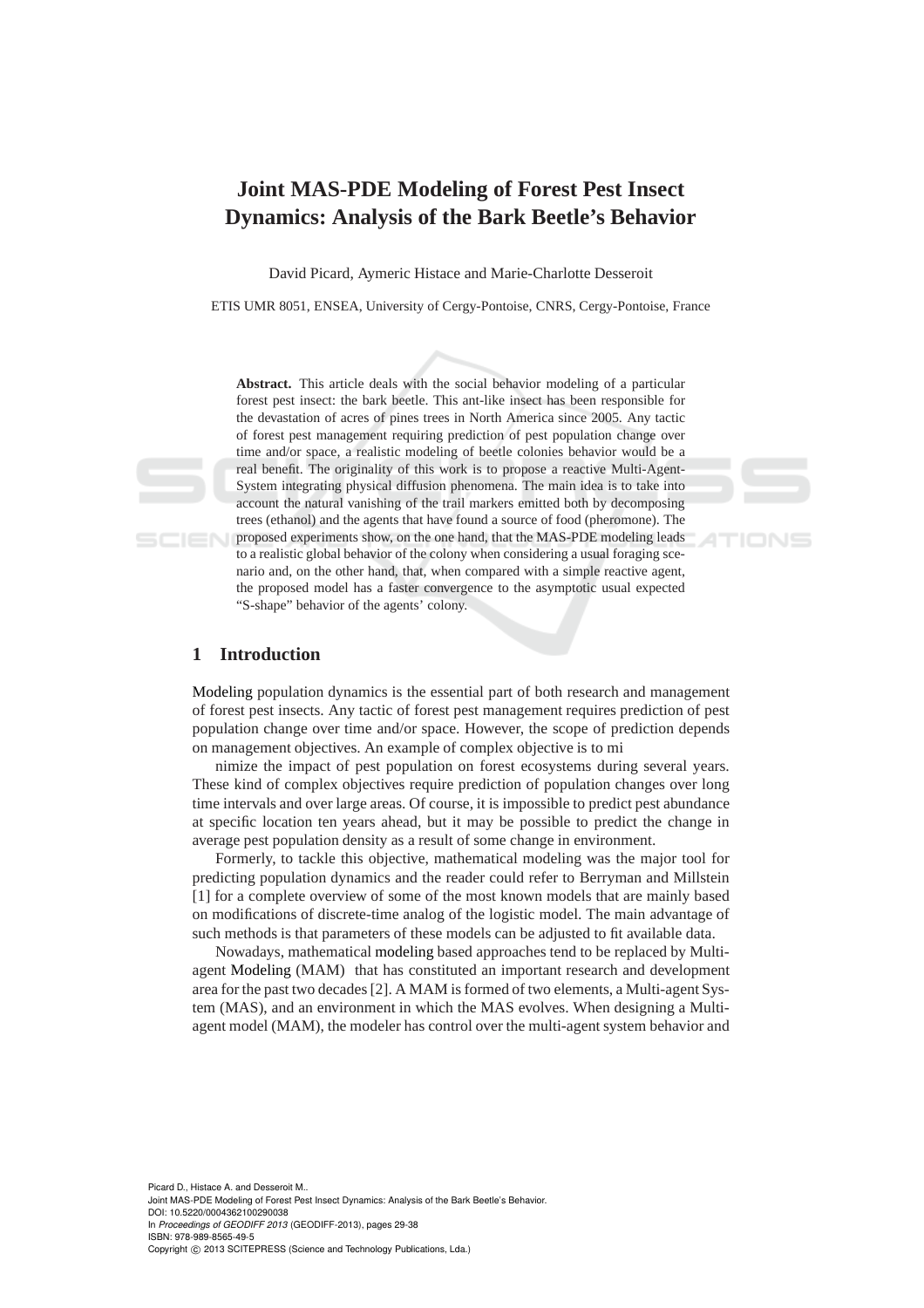# Joint MAS-PDE Modeling of Forest Pest Insect Dynamics: Analysis of the Bark Beetle's Behavior

David Picard, Aymeric Histace and Marie-Charlotte Desseroit

ETIS UMR 8051, ENSEA, University of Cergy-Pontoise, CNRS, Cergy-Pontoise, France

**Abstract.** This article deals with the social behavior modeling of a particular forest pest insect: the bark beetle. This ant-like insect has been responsible for the devastation of acres of pines trees in North America since 2005. Any tactic of forest pest management requiring prediction of pest population change over time and/or space, a realistic modeling of beetle colonies behavior would be a real benefit. The originality of this work is to propose a reactive Multi-Agent-System integrating physical diffusion phenomena. The main idea is to take into account the natural vanishing of the trail markers emitted both by decomposing trees (ethanol) and the agents that have found a source of food (pheromone). The proposed experiments show, on the one hand, that the MAS-PDE modeling leads to a realistic global behavior of the colony when considering a usual foraging scenario and, on the other hand, that, when compared with a simple reactive agent, the proposed model has a faster convergence to the asymptotic usual expected "S-shape" behavior of the agents' colony.

## 1 Introduction

Modeling population dynamics is the essential part of both research and management of forest pest insects. Any tactic of forest pest management requires prediction of pest population change over time and/or space. However, the scope of prediction depends on management objectives. An example of complex objective is to mi

nimize the impact of pest population on forest ecosystems during several years. These kind of complex objectives require prediction of population changes over long time intervals and over large areas. Of course, it is impossible to predict pest abundance at specific location ten years ahead, but it may be possible to predict the change in average pest population density as a result of some change in environment.

Formerly, to tackle this objective, mathematical modeling was the major tool for predicting population dynamics and the reader could refer to Berryman and Millstein [1] for a complete overview of some of the most known models that are mainly based on modifications of discrete-time analog of the logistic model. The main advantage of such methods is that parameters of these models can be adjusted to fit available data.

Nowadays, mathematical modeling based approaches tend to be replaced by Multi-agent Modeling (MAM) that has constituted an important research and development area for the past two decades [2]. A MAM is formed of two elements, a Multi-agent System (MAS), and an environment in which the MAS evolves. When designing a Multi-agent model (MAM), the modeler has control over the multi-agent system behavior and

Picard D., Histace A. and Desseroit M..
Joint MAS-PDE Modeling of Forest Pest Insect Dynamics: Analysis of the Bark Beetle's Behavior.
DOI: 10.5220/0004362100290038
In *Proceedings of GEODIFF 2013* (GEODIFF-2013), pages 29-38
ISBN: 978-989-8565-49-5
Copyright © 2013 SCITEPRESS (Science and Technology Publications, Lda.)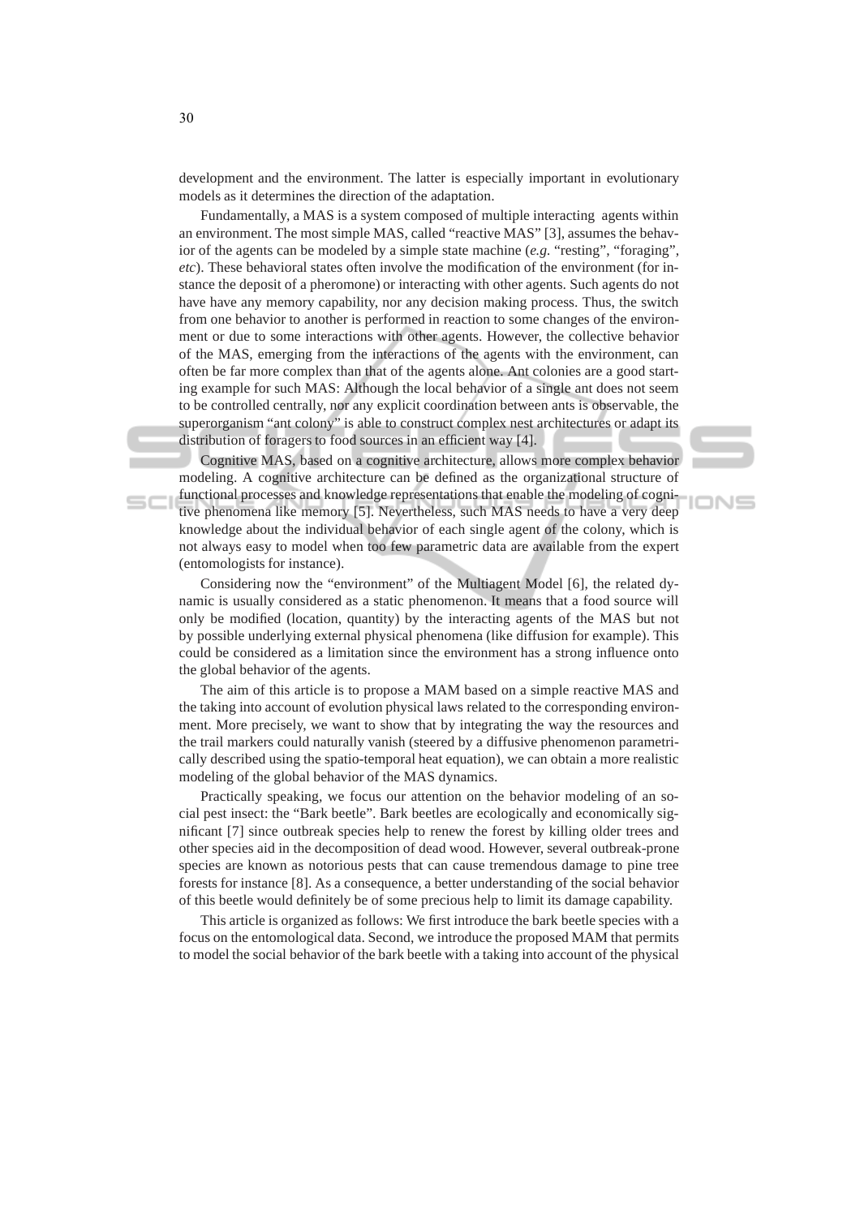development and the environment. The latter is especially important in evolutionary models as it determines the direction of the adaptation.

Fundamentally, a MAS is a system composed of multiple interacting agents within an environment. The most simple MAS, called "reactive MAS" [3], assumes the behavior of the agents can be modeled by a simple state machine (*e.g.* "resting", "foraging", *etc*). These behavioral states often involve the modification of the environment (for instance the deposit of a pheromone) or interacting with other agents. Such agents do not have have any memory capability, nor any decision making process. Thus, the switch from one behavior to another is performed in reaction to some changes of the environment or due to some interactions with other agents. However, the collective behavior of the MAS, emerging from the interactions of the agents with the environment, can often be far more complex than that of the agents alone. Ant colonies are a good starting example for such MAS: Although the local behavior of a single ant does not seem to be controlled centrally, nor any explicit coordination between ants is observable, the superorganism "ant colony" is able to construct complex nest architectures or adapt its distribution of foragers to food sources in an efficient way [4].

Cognitive MAS, based on a cognitive architecture, allows more complex behavior modeling. A cognitive architecture can be defined as the organizational structure of functional processes and knowledge representations that enable the modeling of cognitive phenomena like memory [5]. Nevertheless, such MAS needs to have a very deep knowledge about the individual behavior of each single agent of the colony, which is not always easy to model when too few parametric data are available from the expert (entomologists for instance).

Considering now the "environment" of the Multiagent Model [6], the related dynamic is usually considered as a static phenomenon. It means that a food source will only be modified (location, quantity) by the interacting agents of the MAS but not by possible underlying external physical phenomena (like diffusion for example). This could be considered as a limitation since the environment has a strong influence onto the global behavior of the agents.

The aim of this article is to propose a MAM based on a simple reactive MAS and the taking into account of evolution physical laws related to the corresponding environment. More precisely, we want to show that by integrating the way the resources and the trail markers could naturally vanish (steered by a diffusive phenomenon parametrically described using the spatio-temporal heat equation), we can obtain a more realistic modeling of the global behavior of the MAS dynamics.

Practically speaking, we focus our attention on the behavior modeling of an social pest insect: the "Bark beetle". Bark beetles are ecologically and economically significant [7] since outbreak species help to renew the forest by killing older trees and other species aid in the decomposition of dead wood. However, several outbreak-prone species are known as notorious pests that can cause tremendous damage to pine tree forests for instance [8]. As a consequence, a better understanding of the social behavior of this beetle would definitely be of some precious help to limit its damage capability.

This article is organized as follows: We first introduce the bark beetle species with a focus on the entomological data. Second, we introduce the proposed MAM that permits to model the social behavior of the bark beetle with a taking into account of the physical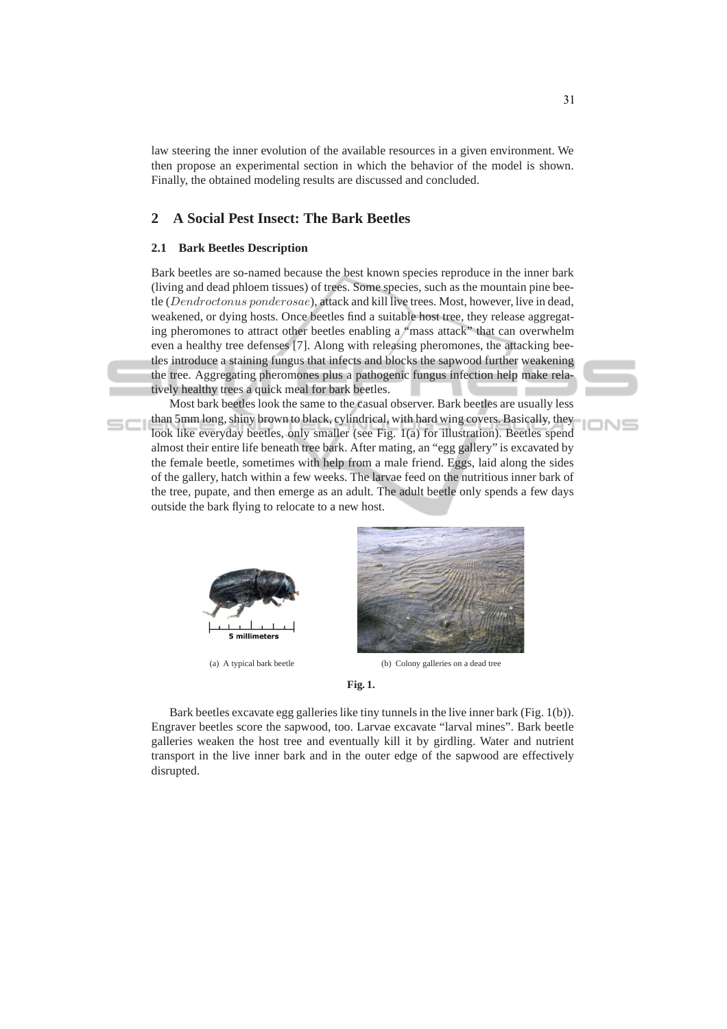law steering the inner evolution of the available resources in a given environment. We then propose an experimental section in which the behavior of the model is shown. Finally, the obtained modeling results are discussed and concluded.

## 2 A Social Pest Insect: The Bark Beetles

### 2.1 Bark Beetles Description

Bark beetles are so-named because the best known species reproduce in the inner bark (living and dead phloem tissues) of trees. Some species, such as the mountain pine beetle (*Dendroctonus ponderosae*), attack and kill live trees. Most, however, live in dead, weakened, or dying hosts. Once beetles find a suitable host tree, they release aggregating pheromones to attract other beetles enabling a "mass attack" that can overwhelm even a healthy tree defenses [7]. Along with releasing pheromones, the attacking beetles introduce a staining fungus that infects and blocks the sapwood further weakening the tree. Aggregating pheromones plus a pathogenic fungus infection help make relatively healthy trees a quick meal for bark beetles.

Most bark beetles look the same to the casual observer. Bark beetles are usually less than 5mm long, shiny brown to black, cylindrical, with hard wing covers. Basically, they look like everyday beetles, only smaller (see Fig. 1(a) for illustration). Beetles spend almost their entire life beneath tree bark. After mating, an "egg gallery" is excavated by the female beetle, sometimes with help from a male friend. Eggs, laid along the sides of the gallery, hatch within a few weeks. The larvae feed on the nutritious inner bark of the tree, pupate, and then emerge as an adult. The adult beetle only spends a few days outside the bark flying to relocate to a new host.

(a) A typical bark beetle

(b) Colony galleries on a dead tree

**Fig. 1.**

Bark beetles excavate egg galleries like tiny tunnels in the live inner bark (Fig. 1(b)). Engraver beetles score the sapwood, too. Larvae excavate "larval mines". Bark beetle galleries weaken the host tree and eventually kill it by girdling. Water and nutrient transport in the live inner bark and in the outer edge of the sapwood are effectively disrupted.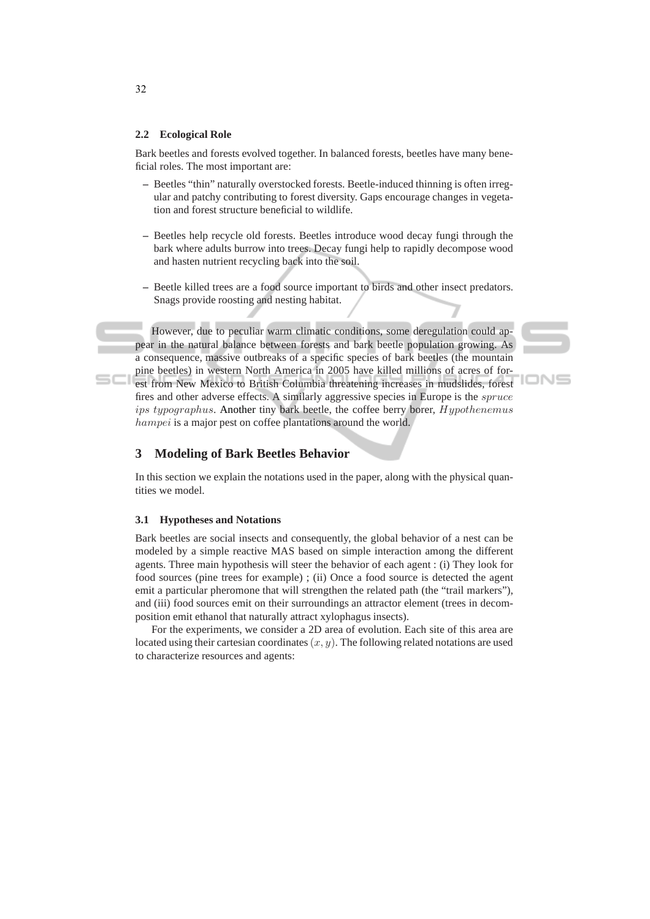### 2.2 Ecological Role

Bark beetles and forests evolved together. In balanced forests, beetles have many beneficial roles. The most important are:

- Beetles "thin" naturally overstocked forests. Beetle-induced thinning is often irregular and patchy contributing to forest diversity. Gaps encourage changes in vegetation and forest structure beneficial to wildlife.
- Beetles help recycle old forests. Beetles introduce wood decay fungi through the bark where adults burrow into trees. Decay fungi help to rapidly decompose wood and hasten nutrient recycling back into the soil.
- Beetle killed trees are a food source important to birds and other insect predators. Snags provide roosting and nesting habitat.

However, due to peculiar warm climatic conditions, some deregulation could appear in the natural balance between forests and bark beetle population growing. As a consequence, massive outbreaks of a specific species of bark beetles (the mountain pine beetles) in western North America in 2005 have killed millions of acres of forest from New Mexico to British Columbia threatening increases in mudslides, forest fires and other adverse effects. A similarly aggressive species in Europe is the $spruce$ $ips\ typographus$. Another tiny bark beetle, the coffee berry borer, $Hypothenemus$ $hampei$ is a major pest on coffee plantations around the world.

## 3 Modeling of Bark Beetles Behavior

In this section we explain the notations used in the paper, along with the physical quantities we model.

### 3.1 Hypotheses and Notations

Bark beetles are social insects and consequently, the global behavior of a nest can be modeled by a simple reactive MAS based on simple interaction among the different agents. Three main hypothesis will steer the behavior of each agent : (i) They look for food sources (pine trees for example) ; (ii) Once a food source is detected the agent emit a particular pheromone that will strengthen the related path (the "trail markers"), and (iii) food sources emit on their surroundings an attractor element (trees in decomposition emit ethanol that naturally attract xylophagus insects).

For the experiments, we consider a 2D area of evolution. Each site of this area are located using their cartesian coordinates $(x, y)$. The following related notations are used to characterize resources and agents: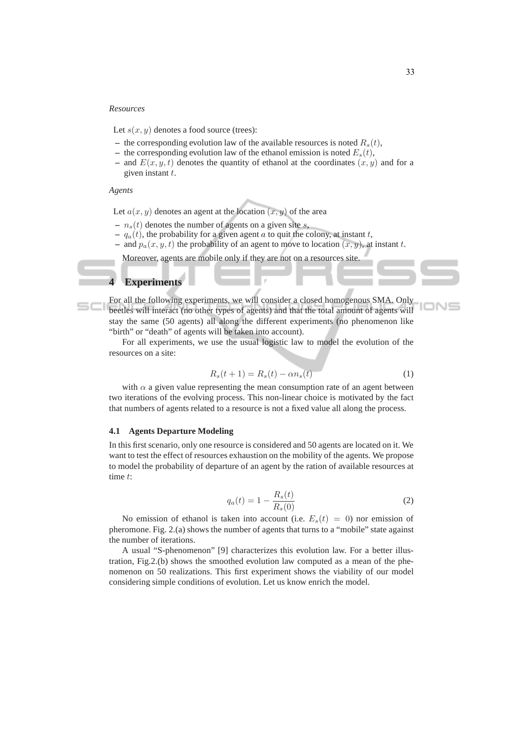*Resources*

Let $s(x, y)$ denotes a food source (trees):

– the corresponding evolution law of the available resources is noted $R_s(t)$,
– the corresponding evolution law of the ethanol emission is noted $E_s(t)$,
– and $E(x, y, t)$ denotes the quantity of ethanol at the coordinates $(x, y)$ and for a given instant $t$.

*Agents*

Let $a(x, y)$ denotes an agent at the location $(x, y)$ of the area

– $n_s(t)$ denotes the number of agents on a given site $s$,
– $q_a(t)$, the probability for a given agent $a$ to quit the colony, at instant $t$,
– and $p_a(x, y, t)$ the probability of an agent to move to location $(x, y)$, at instant $t$.

Moreover, agents are mobile only if they are not on a resources site.

## 4 Experiments

For all the following experiments, we will consider a closed homogenous SMA. Only beetles will interact (no other types of agents) and that the total amount of agents will stay the same (50 agents) all along the different experiments (no phenomenon like "birth" or "death" of agents will be taken into account).

For all experiments, we use the usual logistic law to model the evolution of the resources on a site:

$$R_s(t + 1) = R_s(t) - \alpha n_s(t) \tag{1}$$

with $\alpha$ a given value representing the mean consumption rate of an agent between two iterations of the evolving process. This non-linear choice is motivated by the fact that numbers of agents related to a resource is not a fixed value all along the process.

### 4.1 Agents Departure Modeling

In this first scenario, only one resource is considered and 50 agents are located on it. We want to test the effect of resources exhaustion on the mobility of the agents. We propose to model the probability of departure of an agent by the ration of available resources at time $t$:

$$q_a(t) = 1 - \frac{R_s(t)}{R_s(0)} \tag{2}$$

No emission of ethanol is taken into account (i.e. $E_s(t) = 0$) nor emission of pheromone. Fig. 2.(a) shows the number of agents that turns to a "mobile" state against the number of iterations.

A usual "S-phenomenon" [9] characterizes this evolution law. For a better illustration, Fig.2.(b) shows the smoothed evolution law computed as a mean of the phenomenon on 50 realizations. This first experiment shows the viability of our model considering simple conditions of evolution. Let us know enrich the model.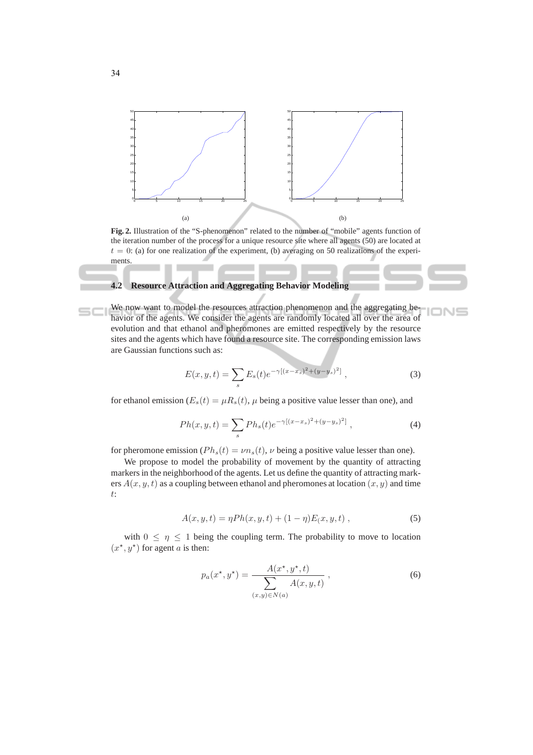(a) (b)

**Fig. 2.** Illustration of the "S-phenomenon" related to the number of "mobile" agents function of the iteration number of the process for a unique resource site where all agents (50) are located at $t = 0$: (a) for one realization of the experiment, (b) averaging on 50 realizations of the experiments.

### 4.2 Resource Attraction and Aggregating Behavior Modeling

We now want to model the resources attraction phenomenon and the aggregating behavior of the agents. We consider the agents are randomly located all over the area of evolution and that ethanol and pheromones are emitted respectively by the resource sites and the agents which have found a resource site. The corresponding emission laws are Gaussian functions such as:

$$E(x, y, t) = \sum_{s} E_s(t) e^{-\gamma[(x-x_s)^2+(y-y_s)^2]} , \qquad (3)$$

for ethanol emission ($E_s(t) = \mu R_s(t)$, $\mu$ being a positive value lesser than one), and

$$Ph(x, y, t) = \sum_{s} Ph_s(t) e^{-\gamma[(x-x_s)^2+(y-y_s)^2]} , \qquad (4)$$

for pheromone emission ($Ph_s(t) = \nu n_s(t)$, $\nu$ being a positive value lesser than one).

We propose to model the probability of movement by the quantity of attracting markers in the neighborhood of the agents. Let us define the quantity of attracting markers $A(x, y, t)$ as a coupling between ethanol and pheromones at location $(x, y)$ and time $t$:

$$A(x, y, t) = \eta Ph(x, y, t) + (1 - \eta) E_(x, y, t) , \qquad (5)$$

with $0 \leq \eta \leq 1$ being the coupling term. The probability to move to location $(x^\star, y^\star)$ for agent $a$ is then:

$$p_a(x^\star, y^\star) = \frac{A(x^\star, y^\star, t)}{\displaystyle\sum_{(x,y) \in N(a)} A(x, y, t)} , \qquad (6)$$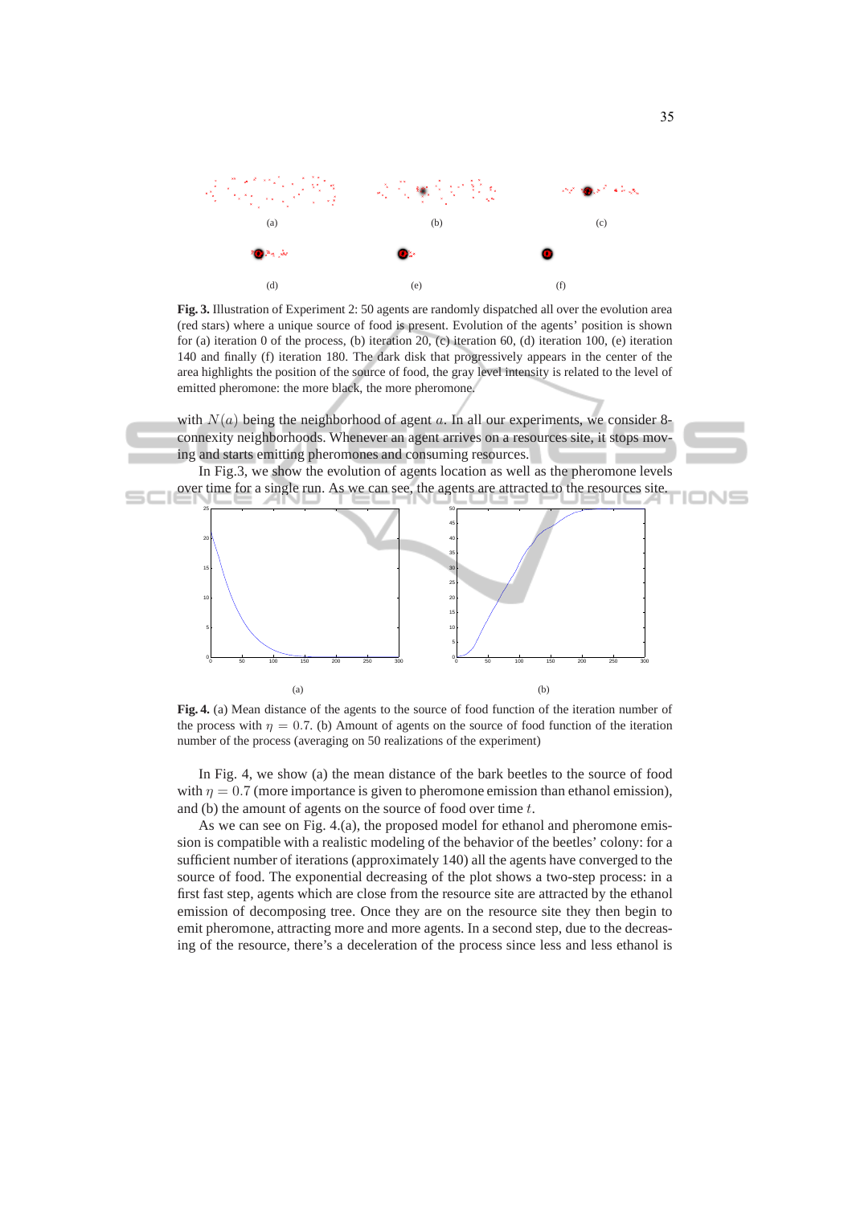(a) (b) (c)

(d) (e) (f)

**Fig. 3.** Illustration of Experiment 2: 50 agents are randomly dispatched all over the evolution area (red stars) where a unique source of food is present. Evolution of the agents' position is shown for (a) iteration 0 of the process, (b) iteration 20, (c) iteration 60, (d) iteration 100, (e) iteration 140 and finally (f) iteration 180. The dark disk that progressively appears in the center of the area highlights the position of the source of food, the gray level intensity is related to the level of emitted pheromone: the more black, the more pheromone.

with $N(a)$ being the neighborhood of agent $a$. In all our experiments, we consider 8-connexity neighborhoods. Whenever an agent arrives on a resources site, it stops moving and starts emitting pheromones and consuming resources.

In Fig.3, we show the evolution of agents location as well as the pheromone levels over time for a single run. As we can see, the agents are attracted to the resources site.

(a) (b)

**Fig. 4.** (a) Mean distance of the agents to the source of food function of the iteration number of the process with $\eta = 0.7$. (b) Amount of agents on the source of food function of the iteration number of the process (averaging on 50 realizations of the experiment)

In Fig. 4, we show (a) the mean distance of the bark beetles to the source of food with $\eta = 0.7$ (more importance is given to pheromone emission than ethanol emission), and (b) the amount of agents on the source of food over time $t$.

As we can see on Fig. 4.(a), the proposed model for ethanol and pheromone emission is compatible with a realistic modeling of the behavior of the beetles' colony: for a sufficient number of iterations (approximately 140) all the agents have converged to the source of food. The exponential decreasing of the plot shows a two-step process: in a first fast step, agents which are close from the resource site are attracted by the ethanol emission of decomposing tree. Once they are on the resource site they then begin to emit pheromone, attracting more and more agents. In a second step, due to the decreasing of the resource, there's a deceleration of the process since less and less ethanol is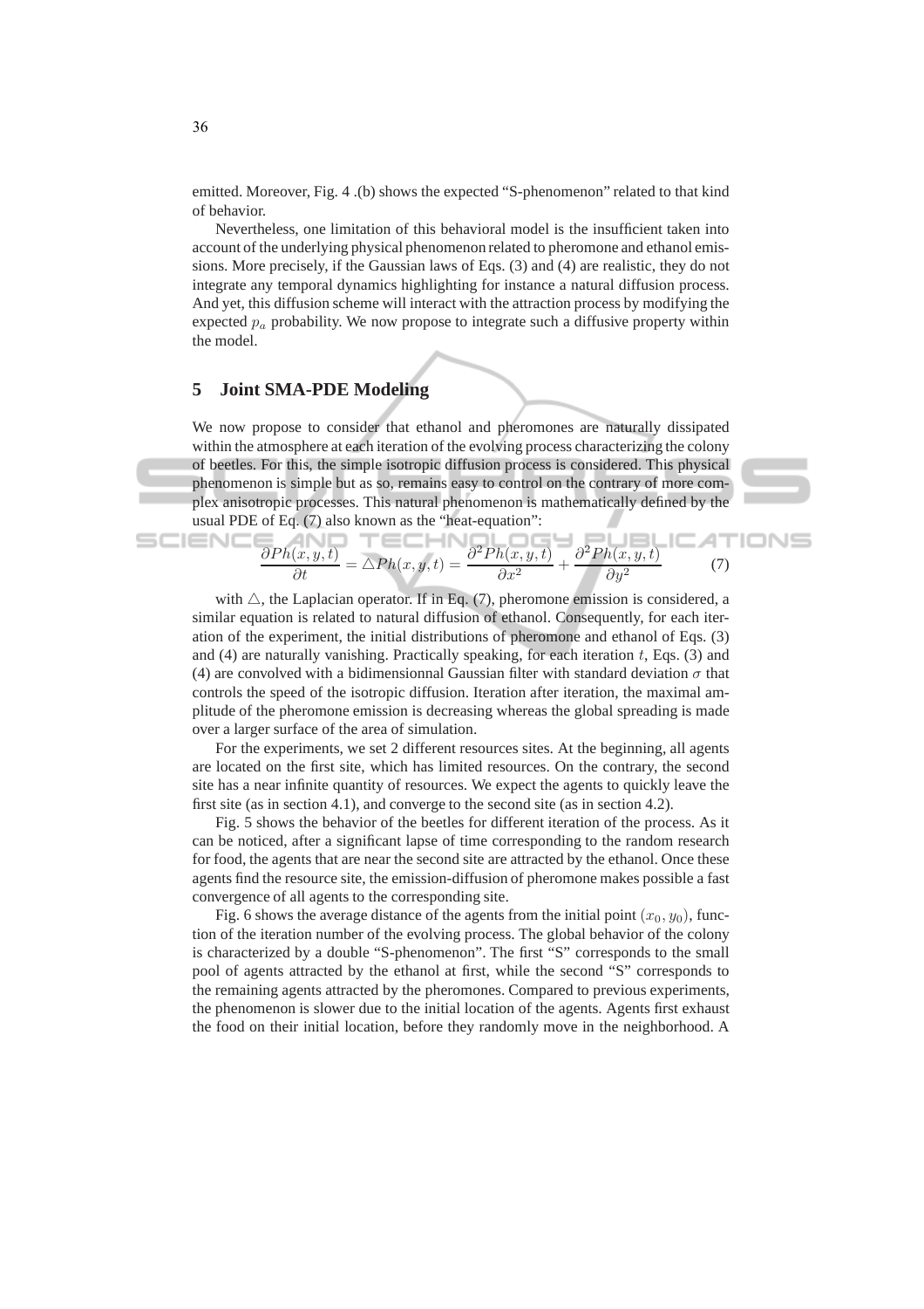emitted. Moreover, Fig. 4 .(b) shows the expected "S-phenomenon" related to that kind of behavior.

Nevertheless, one limitation of this behavioral model is the insufficient taken into account of the underlying physical phenomenon related to pheromone and ethanol emissions. More precisely, if the Gaussian laws of Eqs. (3) and (4) are realistic, they do not integrate any temporal dynamics highlighting for instance a natural diffusion process. And yet, this diffusion scheme will interact with the attraction process by modifying the expected $p_a$ probability. We now propose to integrate such a diffusive property within the model.

## 5 Joint SMA-PDE Modeling

We now propose to consider that ethanol and pheromones are naturally dissipated within the atmosphere at each iteration of the evolving process characterizing the colony of beetles. For this, the simple isotropic diffusion process is considered. This physical phenomenon is simple but as so, remains easy to control on the contrary of more complex anisotropic processes. This natural phenomenon is mathematically defined by the usual PDE of Eq. (7) also known as the "heat-equation":

$$\frac{\partial Ph(x,y,t)}{\partial t} = \triangle Ph(x,y,t) = \frac{\partial^2 Ph(x,y,t)}{\partial x^2} + \frac{\partial^2 Ph(x,y,t)}{\partial y^2} \tag{7}$$

with $\triangle$, the Laplacian operator. If in Eq. (7), pheromone emission is considered, a similar equation is related to natural diffusion of ethanol. Consequently, for each iteration of the experiment, the initial distributions of pheromone and ethanol of Eqs. (3) and (4) are naturally vanishing. Practically speaking, for each iteration $t$, Eqs. (3) and (4) are convolved with a bidimensionnal Gaussian filter with standard deviation $\sigma$ that controls the speed of the isotropic diffusion. Iteration after iteration, the maximal amplitude of the pheromone emission is decreasing whereas the global spreading is made over a larger surface of the area of simulation.

For the experiments, we set 2 different resources sites. At the beginning, all agents are located on the first site, which has limited resources. On the contrary, the second site has a near infinite quantity of resources. We expect the agents to quickly leave the first site (as in section 4.1), and converge to the second site (as in section 4.2).

Fig. 5 shows the behavior of the beetles for different iteration of the process. As it can be noticed, after a significant lapse of time corresponding to the random research for food, the agents that are near the second site are attracted by the ethanol. Once these agents find the resource site, the emission-diffusion of pheromone makes possible a fast convergence of all agents to the corresponding site.

Fig. 6 shows the average distance of the agents from the initial point $(x_0, y_0)$, function of the iteration number of the evolving process. The global behavior of the colony is characterized by a double "S-phenomenon". The first "S" corresponds to the small pool of agents attracted by the ethanol at first, while the second "S" corresponds to the remaining agents attracted by the pheromones. Compared to previous experiments, the phenomenon is slower due to the initial location of the agents. Agents first exhaust the food on their initial location, before they randomly move in the neighborhood. A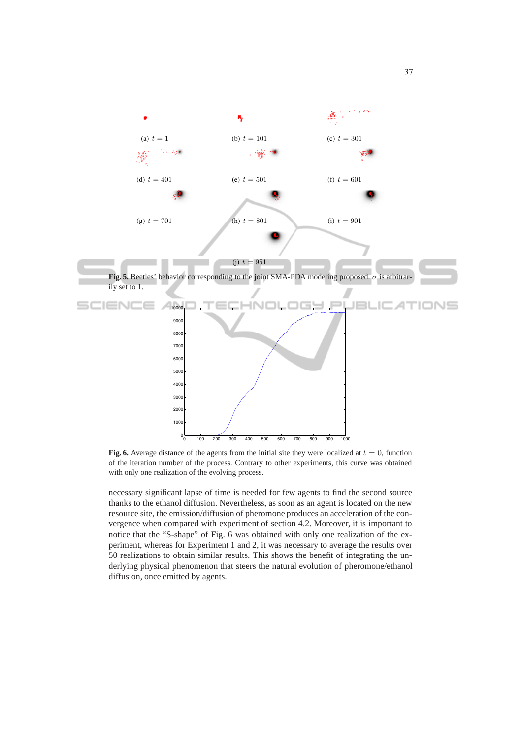(a) $t = 1$ (b) $t = 101$ (c) $t = 301$

(d) $t = 401$ (e) $t = 501$ (f) $t = 601$

(g) $t = 701$ (h) $t = 801$ (i) $t = 901$

(j) $t = 951$

**Fig. 5.** Beetles' behavior corresponding to the joint SMA-PDA modeling proposed. $\sigma$ is arbitrarily set to 1.

**Fig. 6.** Average distance of the agents from the initial site they were localized at $t = 0$, function of the iteration number of the process. Contrary to other experiments, this curve was obtained with only one realization of the evolving process.

necessary significant lapse of time is needed for few agents to find the second source thanks to the ethanol diffusion. Nevertheless, as soon as an agent is located on the new resource site, the emission/diffusion of pheromone produces an acceleration of the convergence when compared with experiment of section 4.2. Moreover, it is important to notice that the "S-shape" of Fig. 6 was obtained with only one realization of the experiment, whereas for Experiment 1 and 2, it was necessary to average the results over 50 realizations to obtain similar results. This shows the benefit of integrating the underlying physical phenomenon that steers the natural evolution of pheromone/ethanol diffusion, once emitted by agents.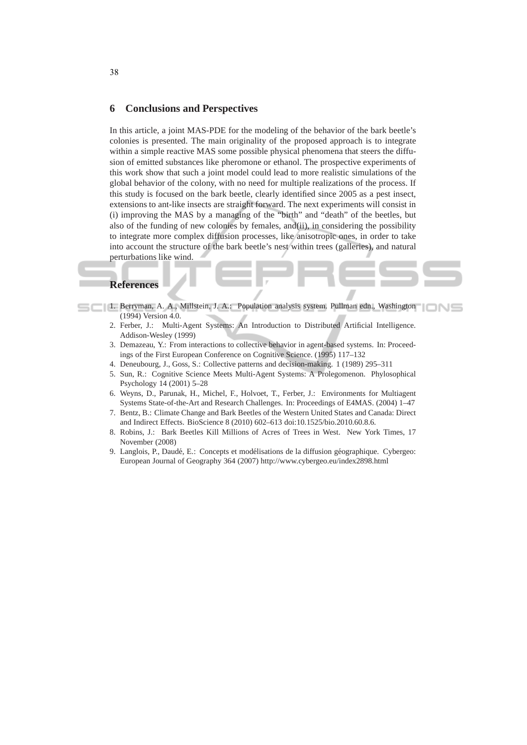## 6 Conclusions and Perspectives

In this article, a joint MAS-PDE for the modeling of the behavior of the bark beetle's colonies is presented. The main originality of the proposed approach is to integrate within a simple reactive MAS some possible physical phenomena that steers the diffusion of emitted substances like pheromone or ethanol. The prospective experiments of this work show that such a joint model could lead to more realistic simulations of the global behavior of the colony, with no need for multiple realizations of the process. If this study is focused on the bark beetle, clearly identified since 2005 as a pest insect, extensions to ant-like insects are straight forward. The next experiments will consist in (i) improving the MAS by a managing of the "birth" and "death" of the beetles, but also of the funding of new colonies by females, and(ii), in considering the possibility to integrate more complex diffusion processes, like anisotropic ones, in order to take into account the structure of the bark beetle's nest within trees (galleries), and natural perturbations like wind.

## References

1. Berryman, A. A., Millstein, J. A.: Population analysis system. Pullman edn., Washington (1994) Version 4.0.
2. Ferber, J.: Multi-Agent Systems: An Introduction to Distributed Artificial Intelligence. Addison-Wesley (1999)
3. Demazeau, Y.: From interactions to collective behavior in agent-based systems. In: Proceedings of the First European Conference on Cognitive Science. (1995) 117–132
4. Deneubourg, J., Goss, S.: Collective patterns and decision-making. 1 (1989) 295–311
5. Sun, R.: Cognitive Science Meets Multi-Agent Systems: A Prolegomenon. Phylosophical Psychology 14 (2001) 5–28
6. Weyns, D., Parunak, H., Michel, F., Holvoet, T., Ferber, J.: Environments for Multiagent Systems State-of-the-Art and Research Challenges. In: Proceedings of E4MAS. (2004) 1–47
7. Bentz, B.: Climate Change and Bark Beetles of the Western United States and Canada: Direct and Indirect Effects. BioScience 8 (2010) 602–613 doi:10.1525/bio.2010.60.8.6.
8. Robins, J.: Bark Beetles Kill Millions of Acres of Trees in West. New York Times, 17 November (2008)
9. Langlois, P., Daudé, E.: Concepts et modélisations de la diffusion géographique. Cybergeo: European Journal of Geography 364 (2007) http://www.cybergeo.eu/index2898.html